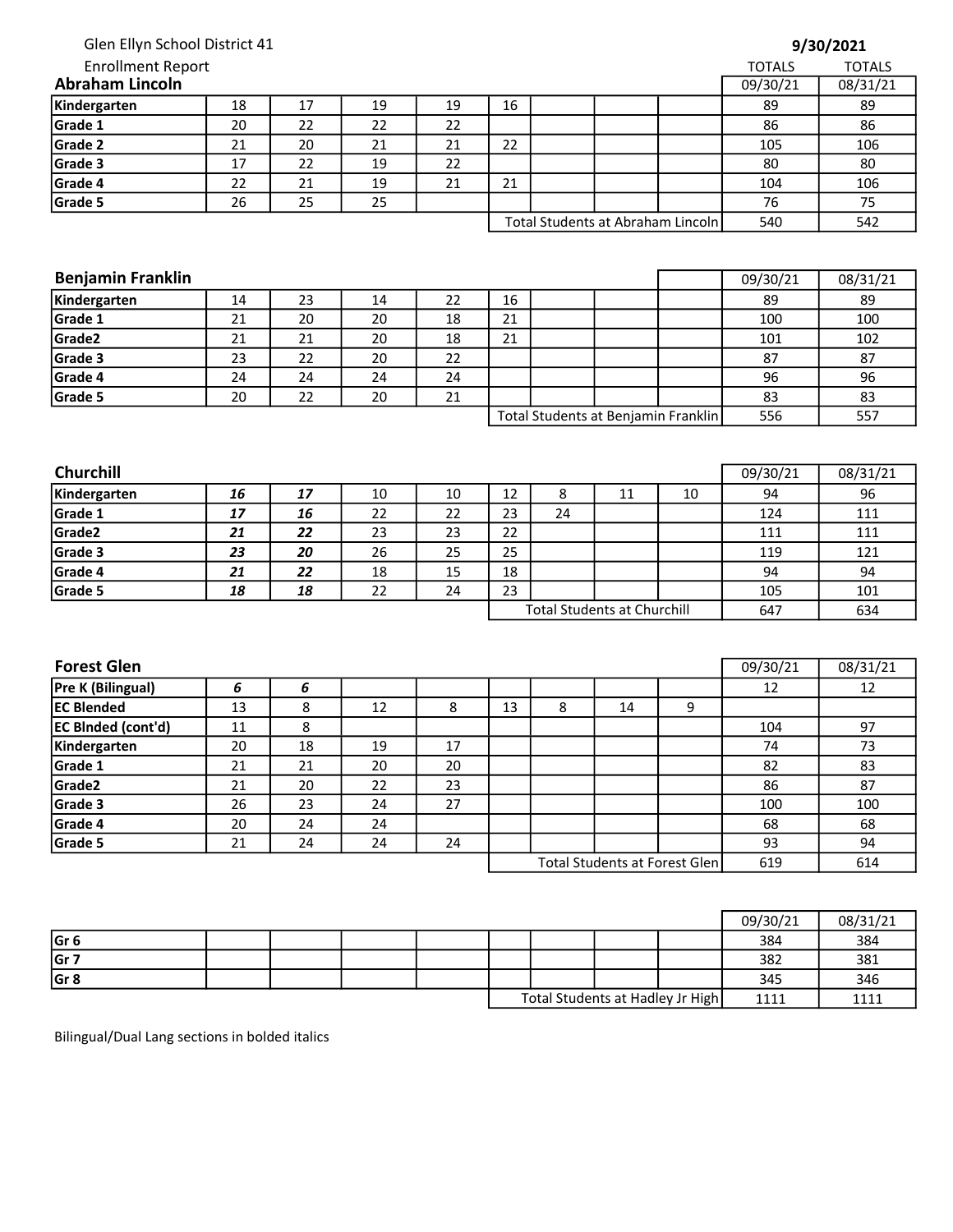Glen Ellyn School District 41

Enrollment Report

**9/30/2021**

## Abraham Lincoln

| | | | | | | | | | TOTALS 09/30/21 | TOTALS 08/31/21 |
|---|---|---|---|---|---|---|---|---|---|---|
| **Kindergarten** | 18 | 17 | 19 | 19 | 16 | | | | 89 | 89 |
| **Grade 1** | 20 | 22 | 22 | 22 | | | | | 86 | 86 |
| **Grade 2** | 21 | 20 | 21 | 21 | 22 | | | | 105 | 106 |
| **Grade 3** | 17 | 22 | 19 | 22 | | | | | 80 | 80 |
| **Grade 4** | 22 | 21 | 19 | 21 | 21 | | | | 104 | 106 |
| **Grade 5** | 26 | 25 | 25 | | | | | | 76 | 75 |
| | | | | | Total Students at Abraham Lincoln | | | | 540 | 542 |

## Benjamin Franklin

| | | | | | | | | | 09/30/21 | 08/31/21 |
|---|---|---|---|---|---|---|---|---|---|---|
| **Kindergarten** | 14 | 23 | 14 | 22 | 16 | | | | 89 | 89 |
| **Grade 1** | 21 | 20 | 20 | 18 | 21 | | | | 100 | 100 |
| **Grade2** | 21 | 21 | 20 | 18 | 21 | | | | 101 | 102 |
| **Grade 3** | 23 | 22 | 20 | 22 | | | | | 87 | 87 |
| **Grade 4** | 24 | 24 | 24 | 24 | | | | | 96 | 96 |
| **Grade 5** | 20 | 22 | 20 | 21 | | | | | 83 | 83 |
| | | | | | Total Students at Benjamin Franklin | | | | 556 | 557 |

## Churchill

| | | | | | | | | | 09/30/21 | 08/31/21 |
|---|---|---|---|---|---|---|---|---|---|---|
| **Kindergarten** | ***16*** | ***17*** | 10 | 10 | 12 | 8 | 11 | 10 | 94 | 96 |
| **Grade 1** | ***17*** | ***16*** | 22 | 22 | 23 | 24 | | | 124 | 111 |
| **Grade2** | ***21*** | ***22*** | 23 | 23 | 22 | | | | 111 | 111 |
| **Grade 3** | ***23*** | ***20*** | 26 | 25 | 25 | | | | 119 | 121 |
| **Grade 4** | ***21*** | ***22*** | 18 | 15 | 18 | | | | 94 | 94 |
| **Grade 5** | ***18*** | ***18*** | 22 | 24 | 23 | | | | 105 | 101 |
| | | | | | Total Students at Churchill | | | | 647 | 634 |

## Forest Glen

| | | | | | | | | | 09/30/21 | 08/31/21 |
|---|---|---|---|---|---|---|---|---|---|---|
| **Pre K (Bilingual)** | ***6*** | ***6*** | | | | | | | 12 | 12 |
| **EC Blended** | 13 | 8 | 12 | 8 | 13 | 8 | 14 | 9 | | |
| **EC Blnded (cont'd)** | 11 | 8 | | | | | | | 104 | 97 |
| **Kindergarten** | 20 | 18 | 19 | 17 | | | | | 74 | 73 |
| **Grade 1** | 21 | 21 | 20 | 20 | | | | | 82 | 83 |
| **Grade2** | 21 | 20 | 22 | 23 | | | | | 86 | 87 |
| **Grade 3** | 26 | 23 | 24 | 27 | | | | | 100 | 100 |
| **Grade 4** | 20 | 24 | 24 | | | | | | 68 | 68 |
| **Grade 5** | 21 | 24 | 24 | 24 | | | | | 93 | 94 |
| | | | | | Total Students at Forest Glen | | | | 619 | 614 |

| | | | | | | | | | 09/30/21 | 08/31/21 |
|---|---|---|---|---|---|---|---|---|---|---|
| **Gr 6** | | | | | | | | | 384 | 384 |
| **Gr 7** | | | | | | | | | 382 | 381 |
| **Gr 8** | | | | | | | | | 345 | 346 |
| | | | | | Total Students at Hadley Jr High | | | | 1111 | 1111 |

Bilingual/Dual Lang sections in bolded italics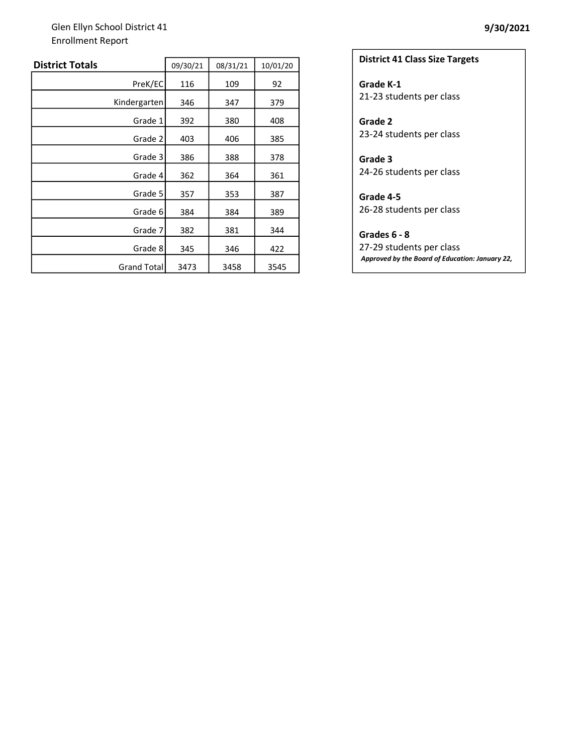Glen Ellyn School District 41
Enrollment Report

9/30/2021

| District Totals | 09/30/21 | 08/31/21 | 10/01/20 |
|---|---|---|---|
| PreK/EC | 116 | 109 | 92 |
| Kindergarten | 346 | 347 | 379 |
| Grade 1 | 392 | 380 | 408 |
| Grade 2 | 403 | 406 | 385 |
| Grade 3 | 386 | 388 | 378 |
| Grade 4 | 362 | 364 | 361 |
| Grade 5 | 357 | 353 | 387 |
| Grade 6 | 384 | 384 | 389 |
| Grade 7 | 382 | 381 | 344 |
| Grade 8 | 345 | 346 | 422 |
| Grand Total | 3473 | 3458 | 3545 |

**District 41 Class Size Targets**

**Grade K-1**
21-23 students per class

**Grade 2**
23-24 students per class

**Grade 3**
24-26 students per class

**Grade 4-5**
26-28 students per class

**Grades 6 - 8**
27-29 students per class

***Approved by the Board of Education: January 22,***